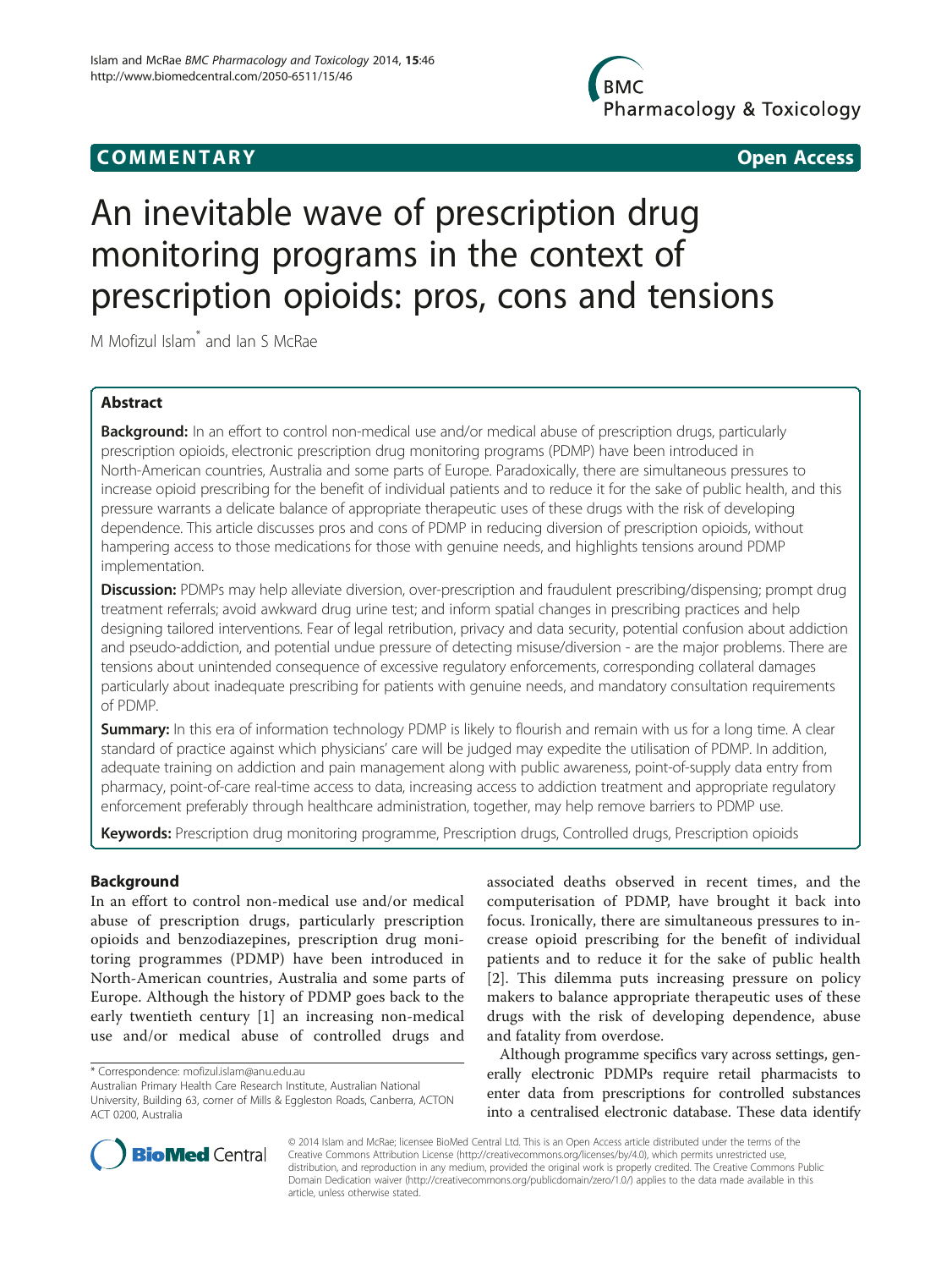**COMMENTARY** **Open Access**

# An inevitable wave of prescription drug monitoring programs in the context of prescription opioids: pros, cons and tensions

M Mofizul Islam* and Ian S McRae

## Abstract

**Background:** In an effort to control non-medical use and/or medical abuse of prescription drugs, particularly prescription opioids, electronic prescription drug monitoring programs (PDMP) have been introduced in North-American countries, Australia and some parts of Europe. Paradoxically, there are simultaneous pressures to increase opioid prescribing for the benefit of individual patients and to reduce it for the sake of public health, and this pressure warrants a delicate balance of appropriate therapeutic uses of these drugs with the risk of developing dependence. This article discusses pros and cons of PDMP in reducing diversion of prescription opioids, without hampering access to those medications for those with genuine needs, and highlights tensions around PDMP implementation.

**Discussion:** PDMPs may help alleviate diversion, over-prescription and fraudulent prescribing/dispensing; prompt drug treatment referrals; avoid awkward drug urine test; and inform spatial changes in prescribing practices and help designing tailored interventions. Fear of legal retribution, privacy and data security, potential confusion about addiction and pseudo-addiction, and potential undue pressure of detecting misuse/diversion - are the major problems. There are tensions about unintended consequence of excessive regulatory enforcements, corresponding collateral damages particularly about inadequate prescribing for patients with genuine needs, and mandatory consultation requirements of PDMP.

**Summary:** In this era of information technology PDMP is likely to flourish and remain with us for a long time. A clear standard of practice against which physicians' care will be judged may expedite the utilisation of PDMP. In addition, adequate training on addiction and pain management along with public awareness, point-of-supply data entry from pharmacy, point-of-care real-time access to data, increasing access to addiction treatment and appropriate regulatory enforcement preferably through healthcare administration, together, may help remove barriers to PDMP use.

**Keywords:** Prescription drug monitoring programme, Prescription drugs, Controlled drugs, Prescription opioids

## Background

In an effort to control non-medical use and/or medical abuse of prescription drugs, particularly prescription opioids and benzodiazepines, prescription drug monitoring programmes (PDMP) have been introduced in North-American countries, Australia and some parts of Europe. Although the history of PDMP goes back to the early twentieth century [1] an increasing non-medical use and/or medical abuse of controlled drugs and associated deaths observed in recent times, and the computerisation of PDMP, have brought it back into focus. Ironically, there are simultaneous pressures to increase opioid prescribing for the benefit of individual patients and to reduce it for the sake of public health [2]. This dilemma puts increasing pressure on policy makers to balance appropriate therapeutic uses of these drugs with the risk of developing dependence, abuse and fatality from overdose.

Although programme specifics vary across settings, generally electronic PDMPs require retail pharmacists to enter data from prescriptions for controlled substances into a centralised electronic database. These data identify

\* Correspondence: mofizul.islam@anu.edu.au
Australian Primary Health Care Research Institute, Australian National University, Building 63, corner of Mills & Eggleston Roads, Canberra, ACTON ACT 0200, Australia

© 2014 Islam and McRae; licensee BioMed Central Ltd. This is an Open Access article distributed under the terms of the Creative Commons Attribution License (http://creativecommons.org/licenses/by/4.0), which permits unrestricted use, distribution, and reproduction in any medium, provided the original work is properly credited. The Creative Commons Public Domain Dedication waiver (http://creativecommons.org/publicdomain/zero/1.0/) applies to the data made available in this article, unless otherwise stated.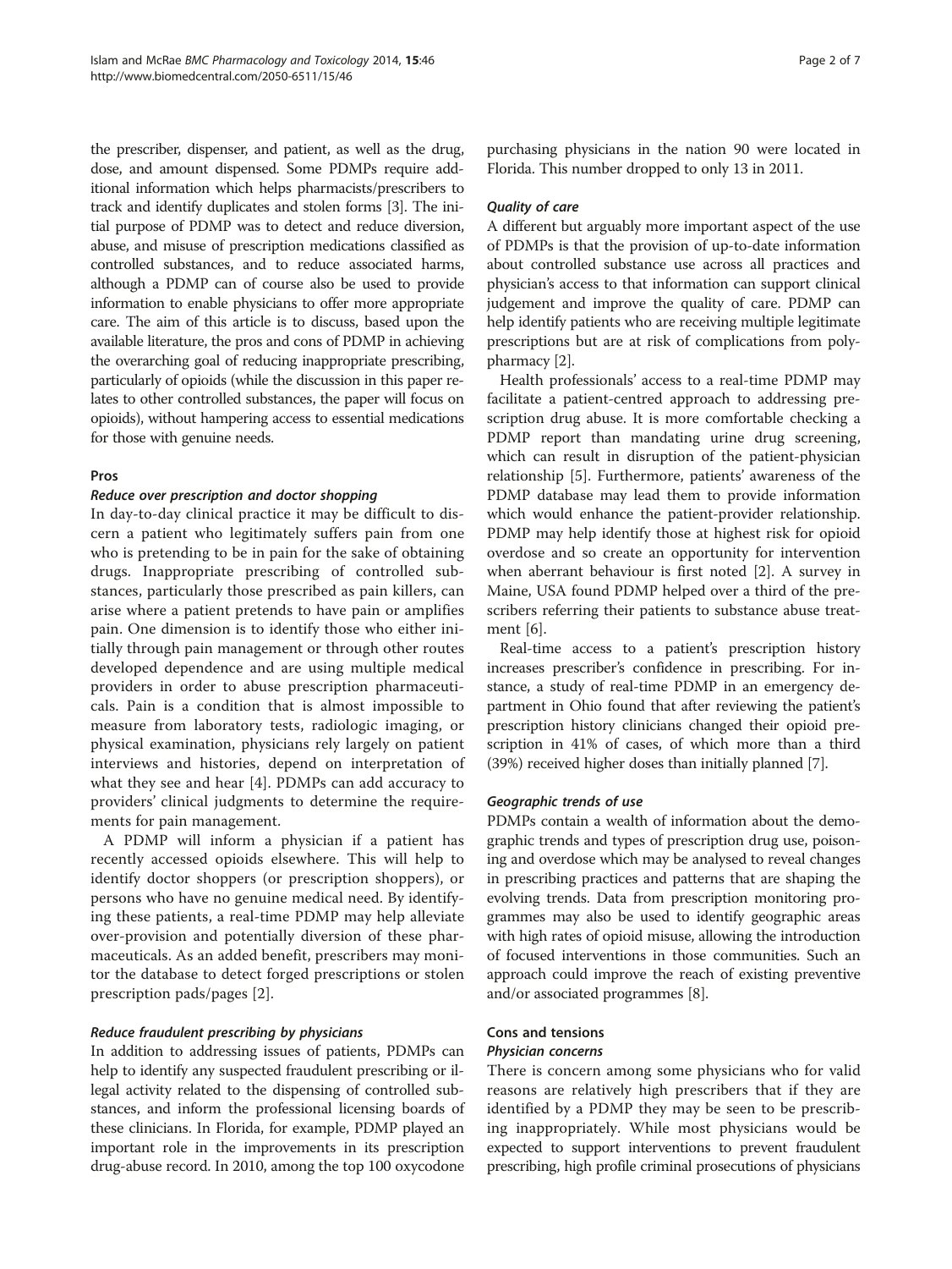the prescriber, dispenser, and patient, as well as the drug, dose, and amount dispensed. Some PDMPs require additional information which helps pharmacists/prescribers to track and identify duplicates and stolen forms [3]. The initial purpose of PDMP was to detect and reduce diversion, abuse, and misuse of prescription medications classified as controlled substances, and to reduce associated harms, although a PDMP can of course also be used to provide information to enable physicians to offer more appropriate care. The aim of this article is to discuss, based upon the available literature, the pros and cons of PDMP in achieving the overarching goal of reducing inappropriate prescribing, particularly of opioids (while the discussion in this paper relates to other controlled substances, the paper will focus on opioids), without hampering access to essential medications for those with genuine needs.

## Pros

### *Reduce over prescription and doctor shopping*

In day-to-day clinical practice it may be difficult to discern a patient who legitimately suffers pain from one who is pretending to be in pain for the sake of obtaining drugs. Inappropriate prescribing of controlled substances, particularly those prescribed as pain killers, can arise where a patient pretends to have pain or amplifies pain. One dimension is to identify those who either initially through pain management or through other routes developed dependence and are using multiple medical providers in order to abuse prescription pharmaceuticals. Pain is a condition that is almost impossible to measure from laboratory tests, radiologic imaging, or physical examination, physicians rely largely on patient interviews and histories, depend on interpretation of what they see and hear [4]. PDMPs can add accuracy to providers' clinical judgments to determine the requirements for pain management.

A PDMP will inform a physician if a patient has recently accessed opioids elsewhere. This will help to identify doctor shoppers (or prescription shoppers), or persons who have no genuine medical need. By identifying these patients, a real-time PDMP may help alleviate over-provision and potentially diversion of these pharmaceuticals. As an added benefit, prescribers may monitor the database to detect forged prescriptions or stolen prescription pads/pages [2].

### *Reduce fraudulent prescribing by physicians*

In addition to addressing issues of patients, PDMPs can help to identify any suspected fraudulent prescribing or illegal activity related to the dispensing of controlled substances, and inform the professional licensing boards of these clinicians. In Florida, for example, PDMP played an important role in the improvements in its prescription drug-abuse record. In 2010, among the top 100 oxycodone purchasing physicians in the nation 90 were located in Florida. This number dropped to only 13 in 2011.

### *Quality of care*

A different but arguably more important aspect of the use of PDMPs is that the provision of up-to-date information about controlled substance use across all practices and physician's access to that information can support clinical judgement and improve the quality of care. PDMP can help identify patients who are receiving multiple legitimate prescriptions but are at risk of complications from polypharmacy [2].

Health professionals' access to a real-time PDMP may facilitate a patient-centred approach to addressing prescription drug abuse. It is more comfortable checking a PDMP report than mandating urine drug screening, which can result in disruption of the patient-physician relationship [5]. Furthermore, patients' awareness of the PDMP database may lead them to provide information which would enhance the patient-provider relationship. PDMP may help identify those at highest risk for opioid overdose and so create an opportunity for intervention when aberrant behaviour is first noted [2]. A survey in Maine, USA found PDMP helped over a third of the prescribers referring their patients to substance abuse treatment [6].

Real-time access to a patient's prescription history increases prescriber's confidence in prescribing. For instance, a study of real-time PDMP in an emergency department in Ohio found that after reviewing the patient's prescription history clinicians changed their opioid prescription in 41% of cases, of which more than a third (39%) received higher doses than initially planned [7].

### *Geographic trends of use*

PDMPs contain a wealth of information about the demographic trends and types of prescription drug use, poisoning and overdose which may be analysed to reveal changes in prescribing practices and patterns that are shaping the evolving trends. Data from prescription monitoring programmes may also be used to identify geographic areas with high rates of opioid misuse, allowing the introduction of focused interventions in those communities. Such an approach could improve the reach of existing preventive and/or associated programmes [8].

## Cons and tensions

### *Physician concerns*

There is concern among some physicians who for valid reasons are relatively high prescribers that if they are identified by a PDMP they may be seen to be prescribing inappropriately. While most physicians would be expected to support interventions to prevent fraudulent prescribing, high profile criminal prosecutions of physicians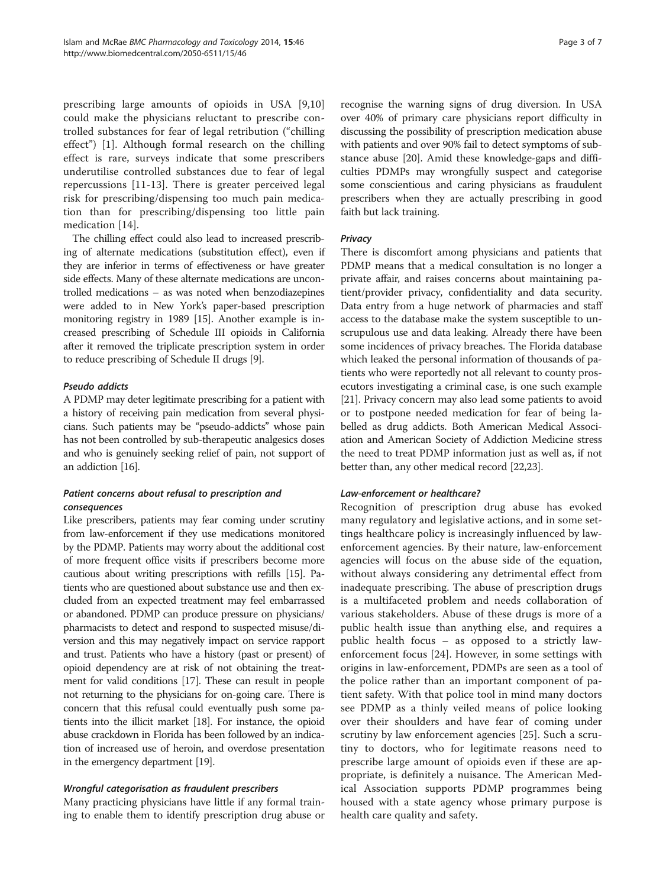prescribing large amounts of opioids in USA [9,10] could make the physicians reluctant to prescribe controlled substances for fear of legal retribution ("chilling effect") [1]. Although formal research on the chilling effect is rare, surveys indicate that some prescribers underutilise controlled substances due to fear of legal repercussions [11-13]. There is greater perceived legal risk for prescribing/dispensing too much pain medication than for prescribing/dispensing too little pain medication [14].

The chilling effect could also lead to increased prescribing of alternate medications (substitution effect), even if they are inferior in terms of effectiveness or have greater side effects. Many of these alternate medications are uncontrolled medications – as was noted when benzodiazepines were added to in New York's paper-based prescription monitoring registry in 1989 [15]. Another example is increased prescribing of Schedule III opioids in California after it removed the triplicate prescription system in order to reduce prescribing of Schedule II drugs [9].

#### *Pseudo addicts*

A PDMP may deter legitimate prescribing for a patient with a history of receiving pain medication from several physicians. Such patients may be "pseudo-addicts" whose pain has not been controlled by sub-therapeutic analgesics doses and who is genuinely seeking relief of pain, not support of an addiction [16].

#### *Patient concerns about refusal to prescription and consequences*

Like prescribers, patients may fear coming under scrutiny from law-enforcement if they use medications monitored by the PDMP. Patients may worry about the additional cost of more frequent office visits if prescribers become more cautious about writing prescriptions with refills [15]. Patients who are questioned about substance use and then excluded from an expected treatment may feel embarrassed or abandoned. PDMP can produce pressure on physicians/pharmacists to detect and respond to suspected misuse/diversion and this may negatively impact on service rapport and trust. Patients who have a history (past or present) of opioid dependency are at risk of not obtaining the treatment for valid conditions [17]. These can result in people not returning to the physicians for on-going care. There is concern that this refusal could eventually push some patients into the illicit market [18]. For instance, the opioid abuse crackdown in Florida has been followed by an indication of increased use of heroin, and overdose presentation in the emergency department [19].

#### *Wrongful categorisation as fraudulent prescribers*

Many practicing physicians have little if any formal training to enable them to identify prescription drug abuse or recognise the warning signs of drug diversion. In USA over 40% of primary care physicians report difficulty in discussing the possibility of prescription medication abuse with patients and over 90% fail to detect symptoms of substance abuse [20]. Amid these knowledge-gaps and difficulties PDMPs may wrongfully suspect and categorise some conscientious and caring physicians as fraudulent prescribers when they are actually prescribing in good faith but lack training.

#### *Privacy*

There is discomfort among physicians and patients that PDMP means that a medical consultation is no longer a private affair, and raises concerns about maintaining patient/provider privacy, confidentiality and data security. Data entry from a huge network of pharmacies and staff access to the database make the system susceptible to unscrupulous use and data leaking. Already there have been some incidences of privacy breaches. The Florida database which leaked the personal information of thousands of patients who were reportedly not all relevant to county prosecutors investigating a criminal case, is one such example [21]. Privacy concern may also lead some patients to avoid or to postpone needed medication for fear of being labelled as drug addicts. Both American Medical Association and American Society of Addiction Medicine stress the need to treat PDMP information just as well as, if not better than, any other medical record [22,23].

#### *Law-enforcement or healthcare?*

Recognition of prescription drug abuse has evoked many regulatory and legislative actions, and in some settings healthcare policy is increasingly influenced by law-enforcement agencies. By their nature, law-enforcement agencies will focus on the abuse side of the equation, without always considering any detrimental effect from inadequate prescribing. The abuse of prescription drugs is a multifaceted problem and needs collaboration of various stakeholders. Abuse of these drugs is more of a public health issue than anything else, and requires a public health focus – as opposed to a strictly law-enforcement focus [24]. However, in some settings with origins in law-enforcement, PDMPs are seen as a tool of the police rather than an important component of patient safety. With that police tool in mind many doctors see PDMP as a thinly veiled means of police looking over their shoulders and have fear of coming under scrutiny by law enforcement agencies [25]. Such a scrutiny to doctors, who for legitimate reasons need to prescribe large amount of opioids even if these are appropriate, is definitely a nuisance. The American Medical Association supports PDMP programmes being housed with a state agency whose primary purpose is health care quality and safety.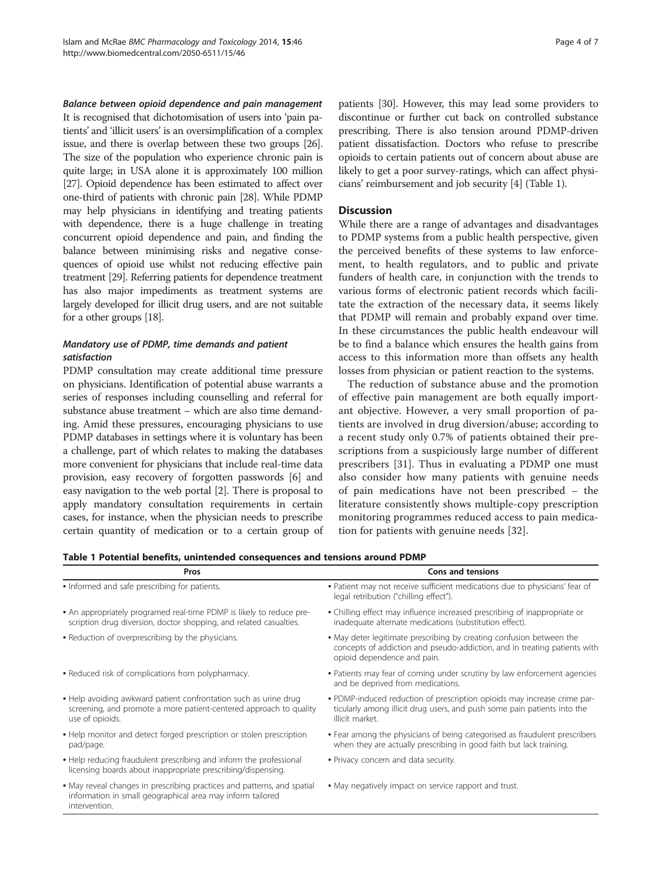### *Balance between opioid dependence and pain management*

It is recognised that dichotomisation of users into 'pain patients' and 'illicit users' is an oversimplification of a complex issue, and there is overlap between these two groups [26]. The size of the population who experience chronic pain is quite large; in USA alone it is approximately 100 million [27]. Opioid dependence has been estimated to affect over one-third of patients with chronic pain [28]. While PDMP may help physicians in identifying and treating patients with dependence, there is a huge challenge in treating concurrent opioid dependence and pain, and finding the balance between minimising risks and negative consequences of opioid use whilst not reducing effective pain treatment [29]. Referring patients for dependence treatment has also major impediments as treatment systems are largely developed for illicit drug users, and are not suitable for a other groups [18].

### *Mandatory use of PDMP, time demands and patient satisfaction*

PDMP consultation may create additional time pressure on physicians. Identification of potential abuse warrants a series of responses including counselling and referral for substance abuse treatment – which are also time demanding. Amid these pressures, encouraging physicians to use PDMP databases in settings where it is voluntary has been a challenge, part of which relates to making the databases more convenient for physicians that include real-time data provision, easy recovery of forgotten passwords [6] and easy navigation to the web portal [2]. There is proposal to apply mandatory consultation requirements in certain cases, for instance, when the physician needs to prescribe certain quantity of medication or to a certain group of patients [30]. However, this may lead some providers to discontinue or further cut back on controlled substance prescribing. There is also tension around PDMP-driven patient dissatisfaction. Doctors who refuse to prescribe opioids to certain patients out of concern about abuse are likely to get a poor survey-ratings, which can affect physicians' reimbursement and job security [4] (Table 1).

## Discussion

While there are a range of advantages and disadvantages to PDMP systems from a public health perspective, given the perceived benefits of these systems to law enforcement, to health regulators, and to public and private funders of health care, in conjunction with the trends to various forms of electronic patient records which facilitate the extraction of the necessary data, it seems likely that PDMP will remain and probably expand over time. In these circumstances the public health endeavour will be to find a balance which ensures the health gains from access to this information more than offsets any health losses from physician or patient reaction to the systems.

The reduction of substance abuse and the promotion of effective pain management are both equally important objective. However, a very small proportion of patients are involved in drug diversion/abuse; according to a recent study only 0.7% of patients obtained their prescriptions from a suspiciously large number of different prescribers [31]. Thus in evaluating a PDMP one must also consider how many patients with genuine needs of pain medications have not been prescribed – the literature consistently shows multiple-copy prescription monitoring programmes reduced access to pain medication for patients with genuine needs [32].

**Table 1 Potential benefits, unintended consequences and tensions around PDMP**

| Pros | Cons and tensions |
|---|---|
| • Informed and safe prescribing for patients. | • Patient may not receive sufficient medications due to physicians' fear of legal retribution ("chilling effect"). |
| • An appropriately programed real-time PDMP is likely to reduce prescription drug diversion, doctor shopping, and related casualties. | • Chilling effect may influence increased prescribing of inappropriate or inadequate alternate medications (substitution effect). |
| • Reduction of overprescribing by the physicians. | • May deter legitimate prescribing by creating confusion between the concepts of addiction and pseudo-addiction, and in treating patients with opioid dependence and pain. |
| • Reduced risk of complications from polypharmacy. | • Patients may fear of coming under scrutiny by law enforcement agencies and be deprived from medications. |
| • Help avoiding awkward patient confrontation such as urine drug screening, and promote a more patient-centered approach to quality use of opioids. | • PDMP-induced reduction of prescription opioids may increase crime particularly among illicit drug users, and push some pain patients into the illicit market. |
| • Help monitor and detect forged prescription or stolen prescription pad/page. | • Fear among the physicians of being categorised as fraudulent prescribers when they are actually prescribing in good faith but lack training. |
| • Help reducing fraudulent prescribing and inform the professional licensing boards about inappropriate prescribing/dispensing. | • Privacy concern and data security. |
| • May reveal changes in prescribing practices and patterns, and spatial information in small geographical area may inform tailored intervention. | • May negatively impact on service rapport and trust. |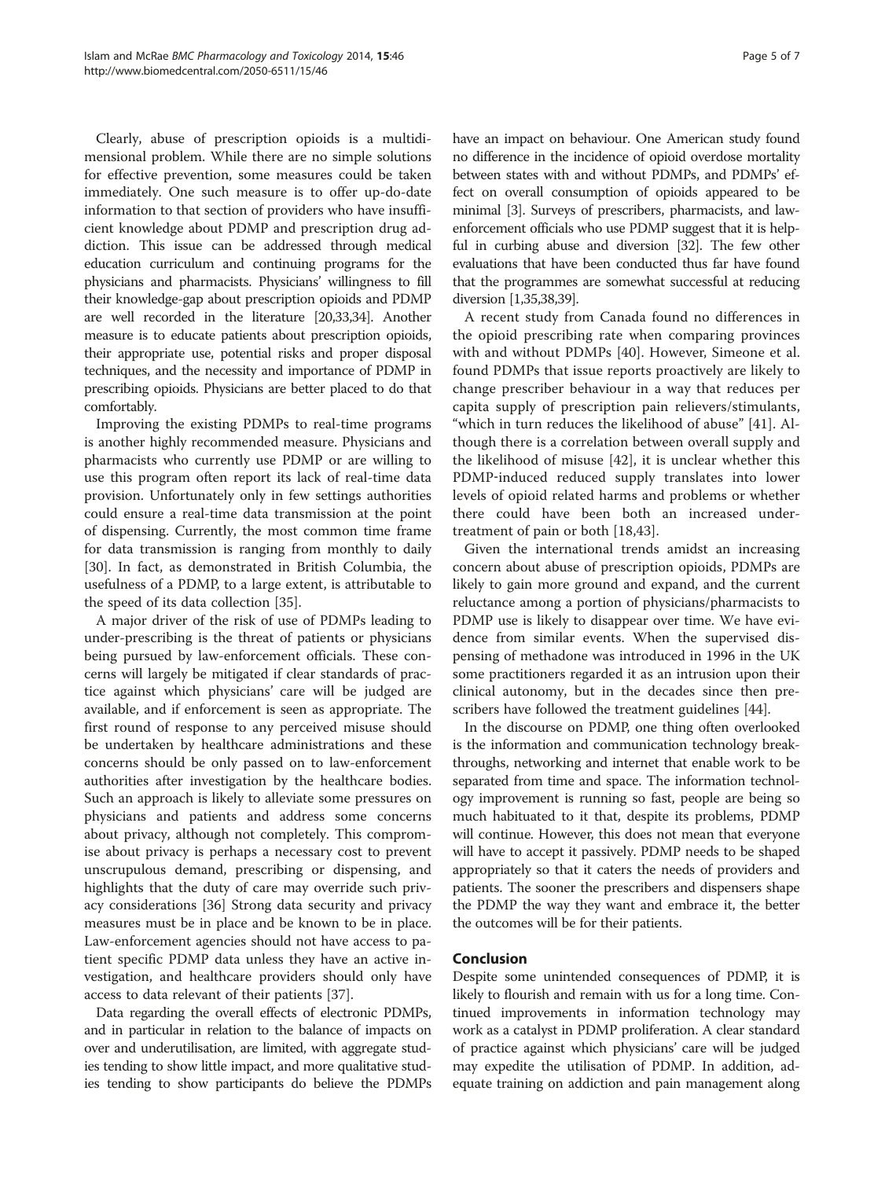Clearly, abuse of prescription opioids is a multidimensional problem. While there are no simple solutions for effective prevention, some measures could be taken immediately. One such measure is to offer up-do-date information to that section of providers who have insufficient knowledge about PDMP and prescription drug addiction. This issue can be addressed through medical education curriculum and continuing programs for the physicians and pharmacists. Physicians' willingness to fill their knowledge-gap about prescription opioids and PDMP are well recorded in the literature [20,33,34]. Another measure is to educate patients about prescription opioids, their appropriate use, potential risks and proper disposal techniques, and the necessity and importance of PDMP in prescribing opioids. Physicians are better placed to do that comfortably.

Improving the existing PDMPs to real-time programs is another highly recommended measure. Physicians and pharmacists who currently use PDMP or are willing to use this program often report its lack of real-time data provision. Unfortunately only in few settings authorities could ensure a real-time data transmission at the point of dispensing. Currently, the most common time frame for data transmission is ranging from monthly to daily [30]. In fact, as demonstrated in British Columbia, the usefulness of a PDMP, to a large extent, is attributable to the speed of its data collection [35].

A major driver of the risk of use of PDMPs leading to under-prescribing is the threat of patients or physicians being pursued by law-enforcement officials. These concerns will largely be mitigated if clear standards of practice against which physicians' care will be judged are available, and if enforcement is seen as appropriate. The first round of response to any perceived misuse should be undertaken by healthcare administrations and these concerns should be only passed on to law-enforcement authorities after investigation by the healthcare bodies. Such an approach is likely to alleviate some pressures on physicians and patients and address some concerns about privacy, although not completely. This compromise about privacy is perhaps a necessary cost to prevent unscrupulous demand, prescribing or dispensing, and highlights that the duty of care may override such privacy considerations [36] Strong data security and privacy measures must be in place and be known to be in place. Law-enforcement agencies should not have access to patient specific PDMP data unless they have an active investigation, and healthcare providers should only have access to data relevant of their patients [37].

Data regarding the overall effects of electronic PDMPs, and in particular in relation to the balance of impacts on over and underutilisation, are limited, with aggregate studies tending to show little impact, and more qualitative studies tending to show participants do believe the PDMPs have an impact on behaviour. One American study found no difference in the incidence of opioid overdose mortality between states with and without PDMPs, and PDMPs' effect on overall consumption of opioids appeared to be minimal [3]. Surveys of prescribers, pharmacists, and law-enforcement officials who use PDMP suggest that it is helpful in curbing abuse and diversion [32]. The few other evaluations that have been conducted thus far have found that the programmes are somewhat successful at reducing diversion [1,35,38,39].

A recent study from Canada found no differences in the opioid prescribing rate when comparing provinces with and without PDMPs [40]. However, Simeone et al. found PDMPs that issue reports proactively are likely to change prescriber behaviour in a way that reduces per capita supply of prescription pain relievers/stimulants, "which in turn reduces the likelihood of abuse" [41]. Although there is a correlation between overall supply and the likelihood of misuse [42], it is unclear whether this PDMP-induced reduced supply translates into lower levels of opioid related harms and problems or whether there could have been both an increased under-treatment of pain or both [18,43].

Given the international trends amidst an increasing concern about abuse of prescription opioids, PDMPs are likely to gain more ground and expand, and the current reluctance among a portion of physicians/pharmacists to PDMP use is likely to disappear over time. We have evidence from similar events. When the supervised dispensing of methadone was introduced in 1996 in the UK some practitioners regarded it as an intrusion upon their clinical autonomy, but in the decades since then prescribers have followed the treatment guidelines [44].

In the discourse on PDMP, one thing often overlooked is the information and communication technology breakthroughs, networking and internet that enable work to be separated from time and space. The information technology improvement is running so fast, people are being so much habituated to it that, despite its problems, PDMP will continue. However, this does not mean that everyone will have to accept it passively. PDMP needs to be shaped appropriately so that it caters the needs of providers and patients. The sooner the prescribers and dispensers shape the PDMP the way they want and embrace it, the better the outcomes will be for their patients.

## Conclusion

Despite some unintended consequences of PDMP, it is likely to flourish and remain with us for a long time. Continued improvements in information technology may work as a catalyst in PDMP proliferation. A clear standard of practice against which physicians' care will be judged may expedite the utilisation of PDMP. In addition, adequate training on addiction and pain management along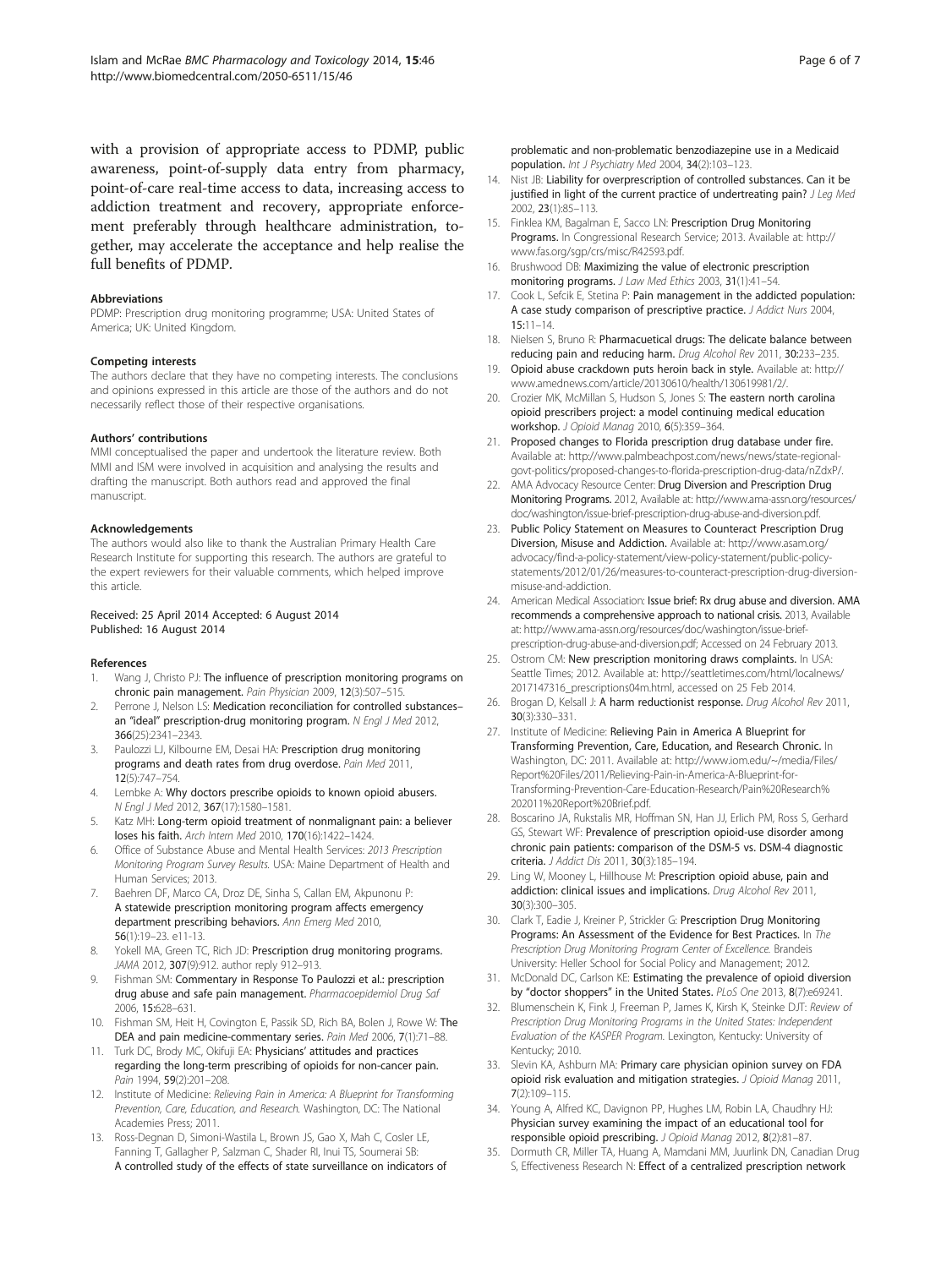with a provision of appropriate access to PDMP, public awareness, point-of-supply data entry from pharmacy, point-of-care real-time access to data, increasing access to addiction treatment and recovery, appropriate enforcement preferably through healthcare administration, together, may accelerate the acceptance and help realise the full benefits of PDMP.

#### Abbreviations

PDMP: Prescription drug monitoring programme; USA: United States of America; UK: United Kingdom.

#### Competing interests

The authors declare that they have no competing interests. The conclusions and opinions expressed in this article are those of the authors and do not necessarily reflect those of their respective organisations.

#### Authors' contributions

MMI conceptualised the paper and undertook the literature review. Both MMI and ISM were involved in acquisition and analysing the results and drafting the manuscript. Both authors read and approved the final manuscript.

#### Acknowledgements

The authors would also like to thank the Australian Primary Health Care Research Institute for supporting this research. The authors are grateful to the expert reviewers for their valuable comments, which helped improve this article.

Received: 25 April 2014 Accepted: 6 August 2014
Published: 16 August 2014

#### References

1. Wang J, Christo PJ: **The influence of prescription monitoring programs on chronic pain management.** *Pain Physician* 2009, **12**(3):507–515.
2. Perrone J, Nelson LS: **Medication reconciliation for controlled substances–an "ideal" prescription-drug monitoring program.** *N Engl J Med* 2012, **366**(25):2341–2343.
3. Paulozzi LJ, Kilbourne EM, Desai HA: **Prescription drug monitoring programs and death rates from drug overdose.** *Pain Med* 2011, **12**(5):747–754.
4. Lembke A: **Why doctors prescribe opioids to known opioid abusers.** *N Engl J Med* 2012, **367**(17):1580–1581.
5. Katz MH: **Long-term opioid treatment of nonmalignant pain: a believer loses his faith.** *Arch Intern Med* 2010, **170**(16):1422–1424.
6. Office of Substance Abuse and Mental Health Services: *2013 Prescription Monitoring Program Survey Results.* USA: Maine Department of Health and Human Services; 2013.
7. Baehren DF, Marco CA, Droz DE, Sinha S, Callan EM, Akpunonu P: **A statewide prescription monitoring program affects emergency department prescribing behaviors.** *Ann Emerg Med* 2010, **56**(1):19–23. e11-13.
8. Yokell MA, Green TC, Rich JD: **Prescription drug monitoring programs.** *JAMA* 2012, **307**(9):912. author reply 912–913.
9. Fishman SM: **Commentary in Response To Paulozzi et al.: prescription drug abuse and safe pain management.** *Pharmacoepidemiol Drug Saf* 2006, **15:**628–631.
10. Fishman SM, Heit H, Covington E, Passik SD, Rich BA, Bolen J, Rowe W: **The DEA and pain medicine-commentary series.** *Pain Med* 2006, **7**(1):71–88.
11. Turk DC, Brody MC, Okifuji EA: **Physicians' attitudes and practices regarding the long-term prescribing of opioids for non-cancer pain.** *Pain* 1994, **59**(2):201–208.
12. Institute of Medicine: *Relieving Pain in America: A Blueprint for Transforming Prevention, Care, Education, and Research.* Washington, DC: The National Academies Press; 2011.
13. Ross-Degnan D, Simoni-Wastila L, Brown JS, Gao X, Mah C, Cosler LE, Fanning T, Gallagher P, Salzman C, Shader RI, Inui TS, Soumerai SB: **A controlled study of the effects of state surveillance on indicators of problematic and non-problematic benzodiazepine use in a Medicaid population.** *Int J Psychiatry Med* 2004, **34**(2):103–123.
14. Nist JB: **Liability for overprescription of controlled substances. Can it be justified in light of the current practice of undertreating pain?** *J Leg Med* 2002, **23**(1):85–113.
15. Finklea KM, Bagalman E, Sacco LN: **Prescription Drug Monitoring Programs.** In Congressional Research Service; 2013. Available at: http://www.fas.org/sgp/crs/misc/R42593.pdf.
16. Brushwood DB: **Maximizing the value of electronic prescription monitoring programs.** *J Law Med Ethics* 2003, **31**(1):41–54.
17. Cook L, Sefcik E, Stetina P: **Pain management in the addicted population: A case study comparison of prescriptive practice.** *J Addict Nurs* 2004, **15:**11–14.
18. Nielsen S, Bruno R: **Pharmacuetical drugs: The delicate balance between reducing pain and reducing harm.** *Drug Alcohol Rev* 2011, **30:**233–235.
19. **Opioid abuse crackdown puts heroin back in style.** Available at: http://www.amednews.com/article/20130610/health/130619981/2/.
20. Crozier MK, McMillan S, Hudson S, Jones S: **The eastern north carolina opioid prescribers project: a model continuing medical education workshop.** *J Opioid Manag* 2010, **6**(5):359–364.
21. **Proposed changes to Florida prescription drug database under fire.** Available at: http://www.palmbeachpost.com/news/news/state-regional-govt-politics/proposed-changes-to-florida-prescription-drug-data/nZdxP/.
22. AMA Advocacy Resource Center: **Drug Diversion and Prescription Drug Monitoring Programs.** 2012, Available at: http://www.ama-assn.org/resources/doc/washington/issue-brief-prescription-drug-abuse-and-diversion.pdf.
23. **Public Policy Statement on Measures to Counteract Prescription Drug Diversion, Misuse and Addiction.** Available at: http://www.asam.org/advocacy/find-a-policy-statement/view-policy-statement/public-policy-statements/2012/01/26/measures-to-counteract-prescription-drug-diversion-misuse-and-addiction.
24. American Medical Association: **Issue brief: Rx drug abuse and diversion. AMA recommends a comprehensive approach to national crisis.** 2013, Available at: http://www.ama-assn.org/resources/doc/washington/issue-brief-prescription-drug-abuse-and-diversion.pdf; Accessed on 24 February 2013.
25. Ostrom CM: **New prescription monitoring draws complaints.** In USA: Seattle Times; 2012. Available at: http://seattletimes.com/html/localnews/2017147316_prescriptions04m.html, accessed on 25 Feb 2014.
26. Brogan D, Kelsall J: **A harm reductionist response.** *Drug Alcohol Rev* 2011, **30**(3):330–331.
27. Institute of Medicine: **Relieving Pain in America A Blueprint for Transforming Prevention, Care, Education, and Research Chronic.** In Washington, DC: 2011. Available at: http://www.iom.edu/~/media/Files/Report%20Files/2011/Relieving-Pain-in-America-A-Blueprint-for-Transforming-Prevention-Care-Education-Research/Pain%20Research%202011%20Report%20Brief.pdf.
28. Boscarino JA, Rukstalis MR, Hoffman SN, Han JJ, Erlich PM, Ross S, Gerhard GS, Stewart WF: **Prevalence of prescription opioid-use disorder among chronic pain patients: comparison of the DSM-5 vs. DSM-4 diagnostic criteria.** *J Addict Dis* 2011, **30**(3):185–194.
29. Ling W, Mooney L, Hillhouse M: **Prescription opioid abuse, pain and addiction: clinical issues and implications.** *Drug Alcohol Rev* 2011, **30**(3):300–305.
30. Clark T, Eadie J, Kreiner P, Strickler G: **Prescription Drug Monitoring Programs: An Assessment of the Evidence for Best Practices.** In *The Prescription Drug Monitoring Program Center of Excellence.* Brandeis University: Heller School for Social Policy and Management; 2012.
31. McDonald DC, Carlson KE: **Estimating the prevalence of opioid diversion by "doctor shoppers" in the United States.** *PLoS One* 2013, **8**(7):e69241.
32. Blumenschein K, Fink J, Freeman P, James K, Kirsh K, Steinke DJT: *Review of Prescription Drug Monitoring Programs in the United States: Independent Evaluation of the KASPER Program.* Lexington, Kentucky: University of Kentucky; 2010.
33. Slevin KA, Ashburn MA: **Primary care physician opinion survey on FDA opioid risk evaluation and mitigation strategies.** *J Opioid Manag* 2011, **7**(2):109–115.
34. Young A, Alfred KC, Davignon PP, Hughes LM, Robin LA, Chaudhry HJ: **Physician survey examining the impact of an educational tool for responsible opioid prescribing.** *J Opioid Manag* 2012, **8**(2):81–87.
35. Dormuth CR, Miller TA, Huang A, Mamdani MM, Juurlink DN, Canadian Drug S, Effectiveness Research N: **Effect of a centralized prescription network**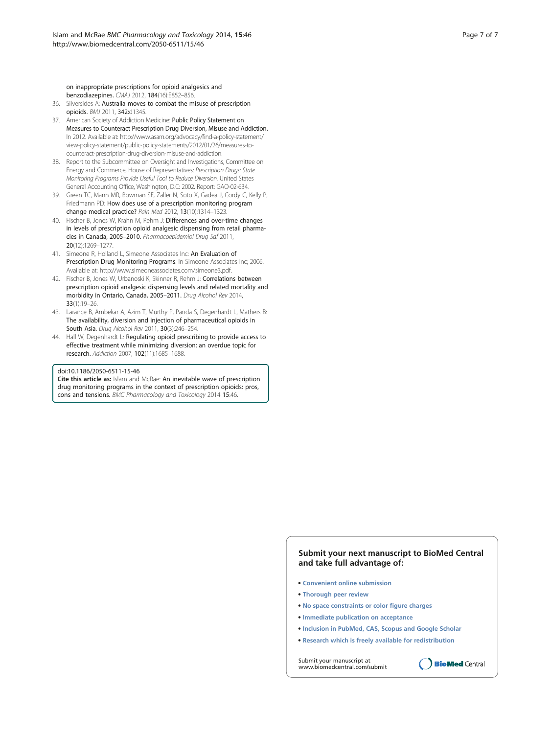on inappropriate prescriptions for opioid analgesics and benzodiazepines. *CMAJ* 2012, **184**(16):E852–856.

36. Silversides A: **Australia moves to combat the misuse of prescription opioids.** *BMJ* 2011, **342**:d1345.
37. American Society of Addiction Medicine: **Public Policy Statement on Measures to Counteract Prescription Drug Diversion, Misuse and Addiction.** In 2012. Available at: http://www.asam.org/advocacy/find-a-policy-statement/view-policy-statement/public-policy-statements/2012/01/26/measures-to-counteract-prescription-drug-diversion-misuse-and-addiction.
38. Report to the Subcommittee on Oversight and Investigations, Committee on Energy and Commerce, House of Representatives: *Prescription Drugs: State Monitoring Programs Provide Useful Tool to Reduce Diversion.* United States General Accounting Office, Washington, D.C: 2002. Report: GAO-02-634.
39. Green TC, Mann MR, Bowman SE, Zaller N, Soto X, Gadea J, Cordy C, Kelly P, Friedmann PD: **How does use of a prescription monitoring program change medical practice?** *Pain Med* 2012, **13**(10):1314–1323.
40. Fischer B, Jones W, Krahn M, Rehm J: **Differences and over-time changes in levels of prescription opioid analgesic dispensing from retail pharmacies in Canada, 2005–2010.** *Pharmacoepidemiol Drug Saf* 2011, **20**(12):1269–1277.
41. Simeone R, Holland L, Simeone Associates Inc: **An Evaluation of Prescription Drug Monitoring Programs**. In Simeone Associates Inc; 2006. Available at: http://www.simeoneassociates.com/simeone3.pdf.
42. Fischer B, Jones W, Urbanoski K, Skinner R, Rehm J: **Correlations between prescription opioid analgesic dispensing levels and related mortality and morbidity in Ontario, Canada, 2005–2011.** *Drug Alcohol Rev* 2014, **33**(1):19–26.
43. Larance B, Ambekar A, Azim T, Murthy P, Panda S, Degenhardt L, Mathers B: **The availability, diversion and injection of pharmaceutical opioids in South Asia.** *Drug Alcohol Rev* 2011, **30**(3):246–254.
44. Hall W, Degenhardt L: **Regulating opioid prescribing to provide access to effective treatment while minimizing diversion: an overdue topic for research.** *Addiction* 2007, **102**(11):1685–1688.

doi:10.1186/2050-6511-15-46
**Cite this article as:** Islam and McRae: An inevitable wave of prescription drug monitoring programs in the context of prescription opioids: pros, cons and tensions. *BMC Pharmacology and Toxicology* 2014 **15**:46.

**Submit your next manuscript to BioMed Central and take full advantage of:**

- **Convenient online submission**
- **Thorough peer review**
- **No space constraints or color figure charges**
- **Immediate publication on acceptance**
- **Inclusion in PubMed, CAS, Scopus and Google Scholar**
- **Research which is freely available for redistribution**

Submit your manuscript at www.biomedcentral.com/submit

BioMed Central